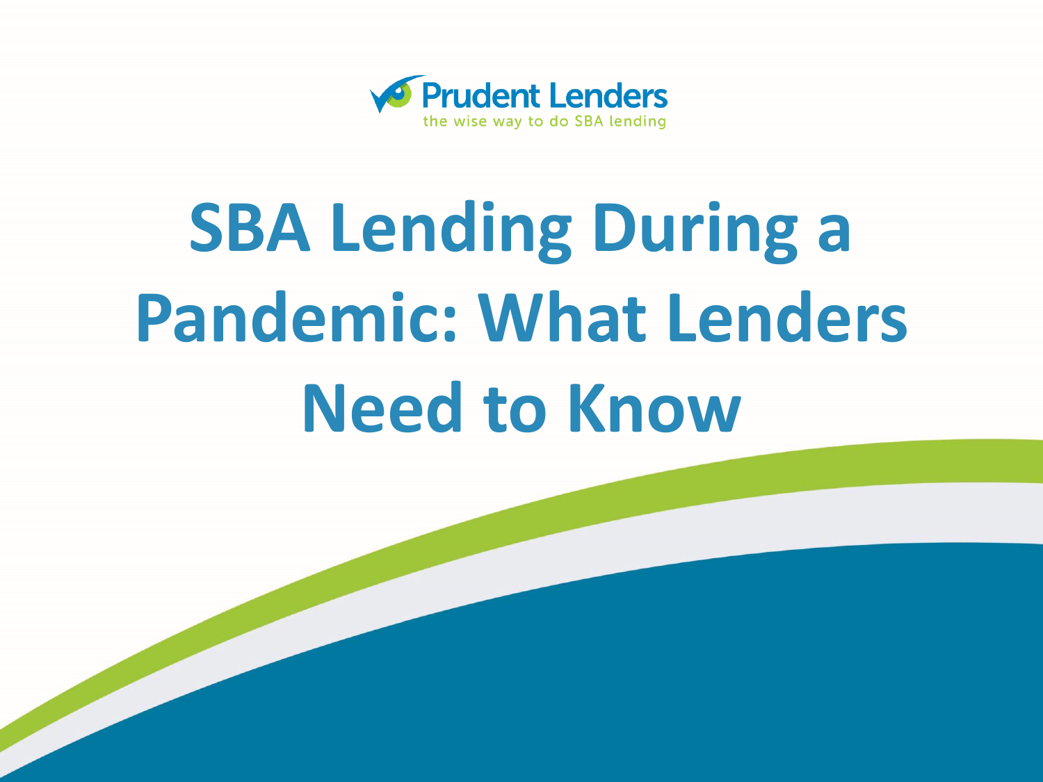Prudent Lenders

the wise way to do SBA lending

# SBA Lending During a Pandemic: What Lenders Need to Know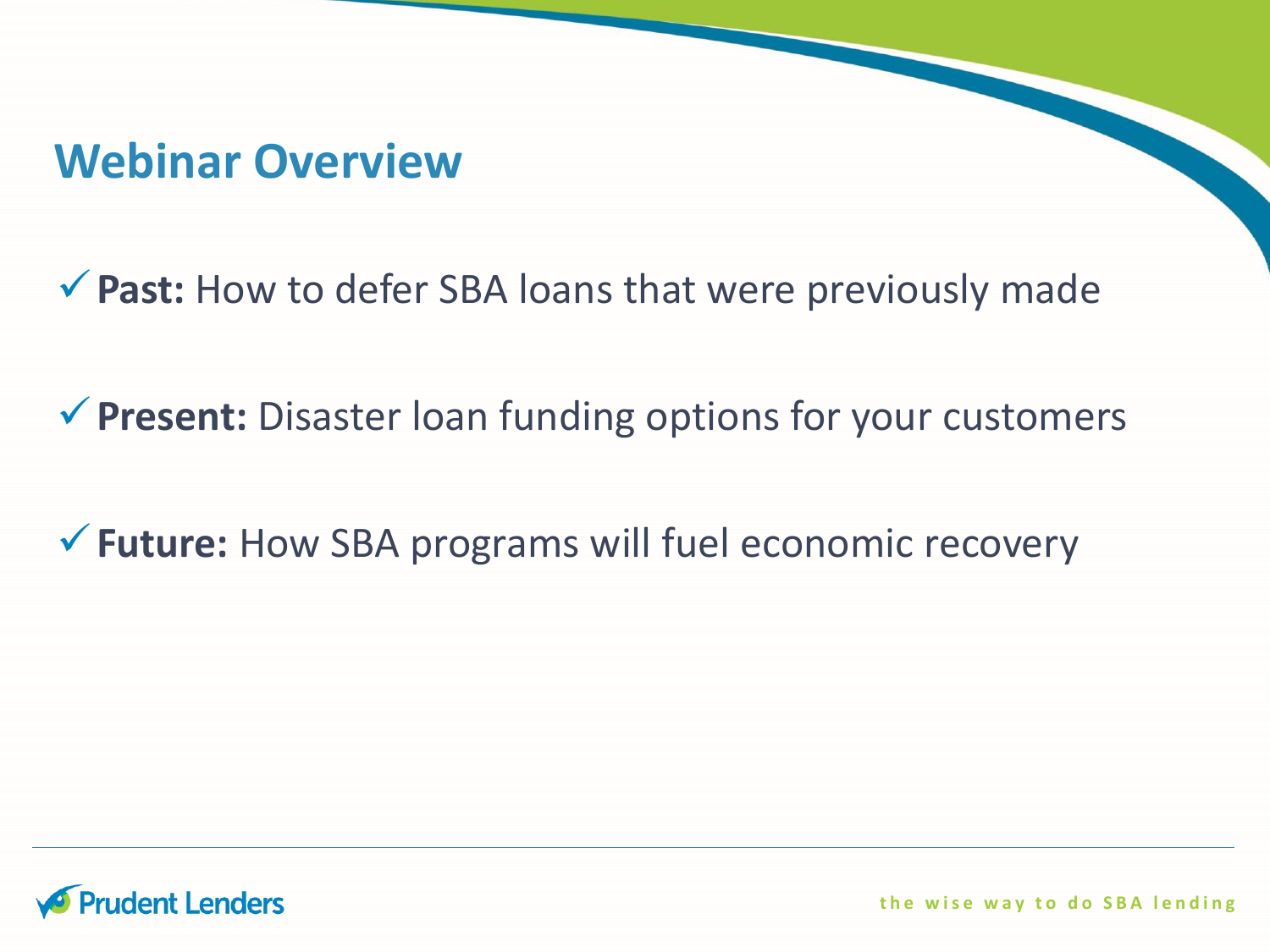## Webinar Overview

- ✓ **Past:** How to defer SBA loans that were previously made
- ✓ **Present:** Disaster loan funding options for your customers
- ✓ **Future:** How SBA programs will fuel economic recovery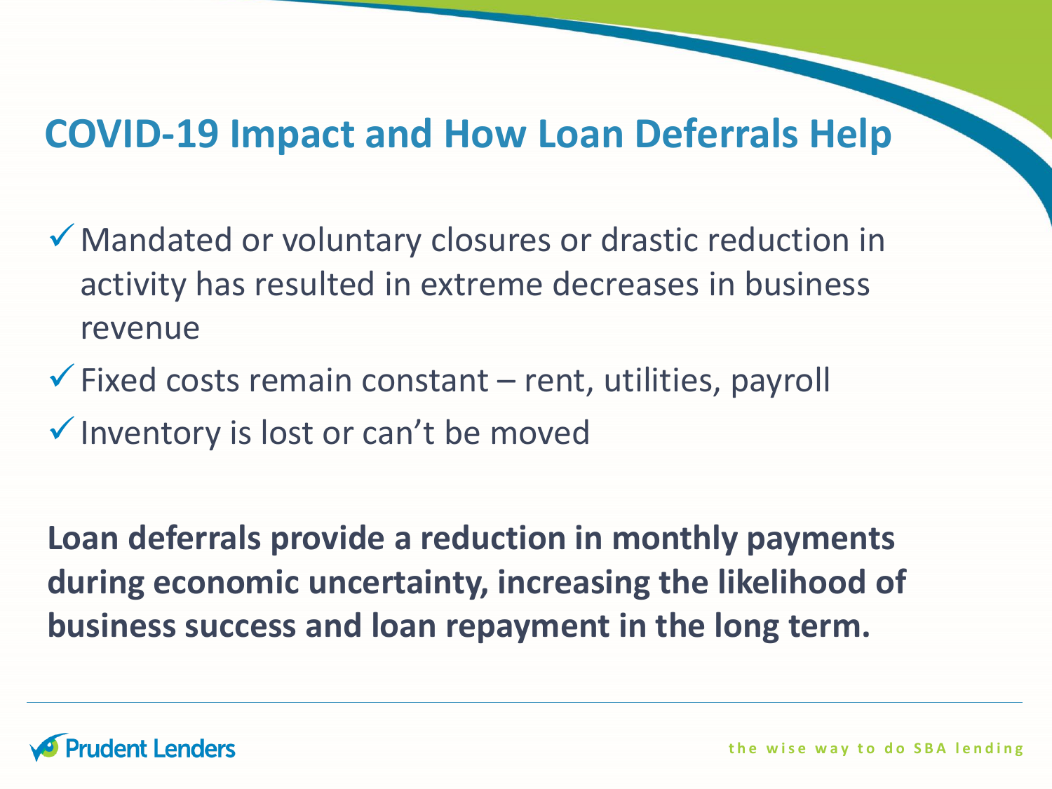# COVID-19 Impact and How Loan Deferrals Help

- ✓ Mandated or voluntary closures or drastic reduction in activity has resulted in extreme decreases in business revenue
- ✓ Fixed costs remain constant – rent, utilities, payroll
- ✓ Inventory is lost or can't be moved

**Loan deferrals provide a reduction in monthly payments during economic uncertainty, increasing the likelihood of business success and loan repayment in the long term.**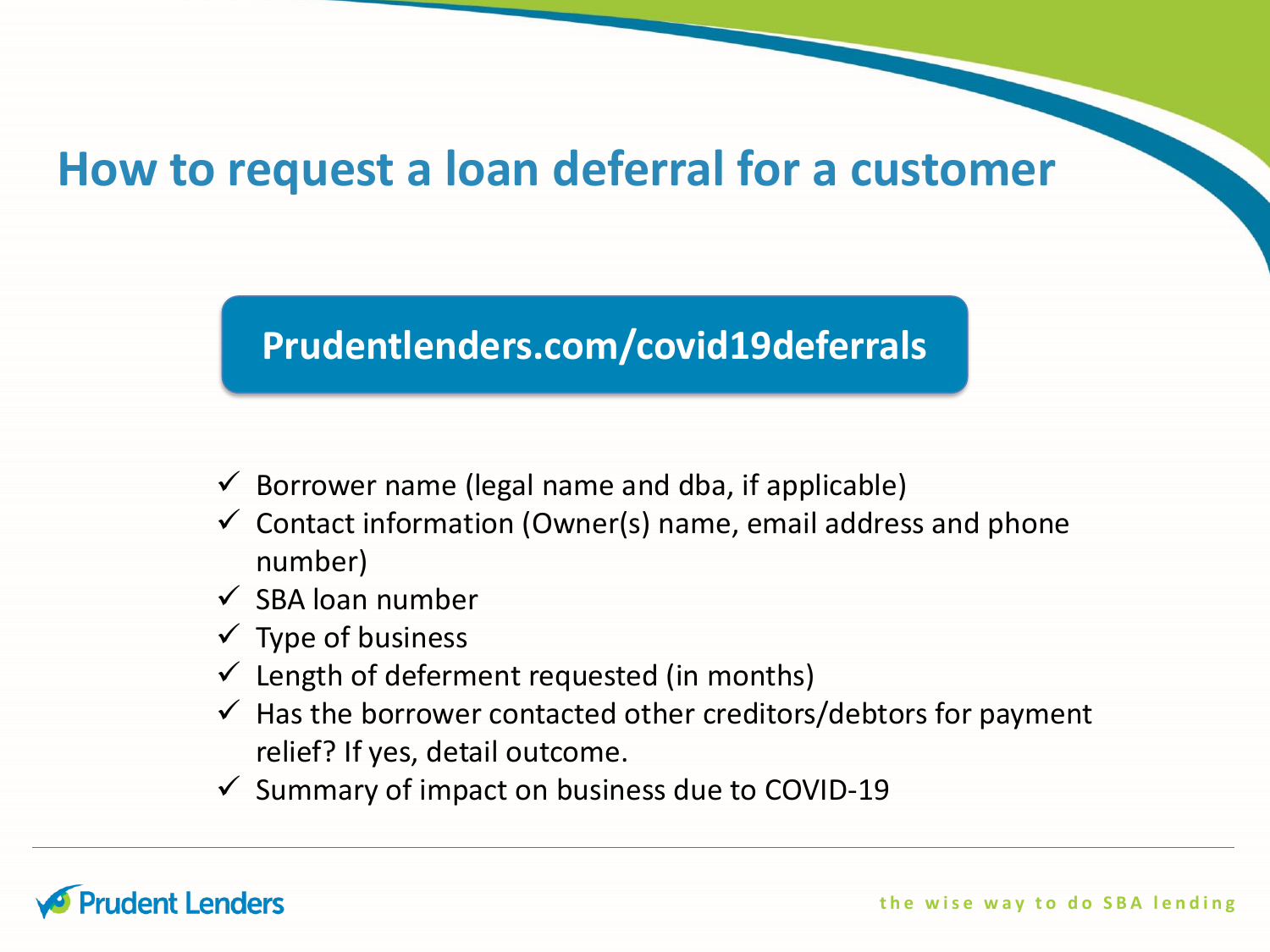# How to request a loan deferral for a customer

**Prudentlenders.com/covid19deferrals**

- ✓ Borrower name (legal name and dba, if applicable)
- ✓ Contact information (Owner(s) name, email address and phone number)
- ✓ SBA loan number
- ✓ Type of business
- ✓ Length of deferment requested (in months)
- ✓ Has the borrower contacted other creditors/debtors for payment relief? If yes, detail outcome.
- ✓ Summary of impact on business due to COVID-19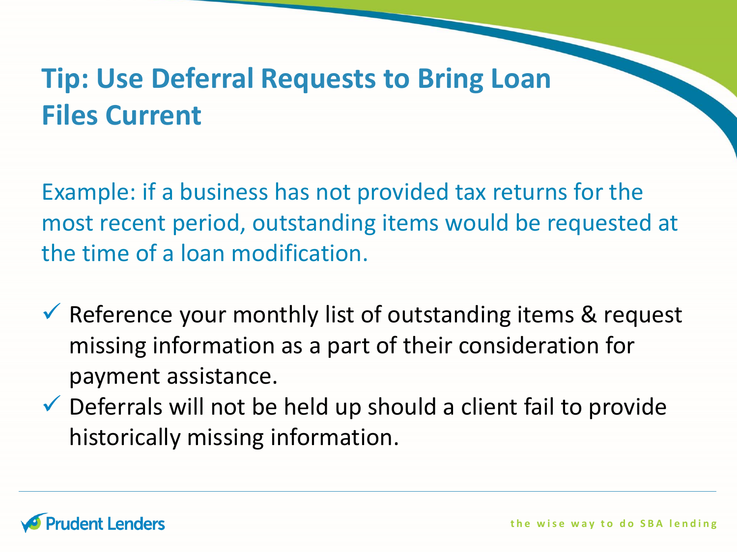# Tip: Use Deferral Requests to Bring Loan Files Current

Example: if a business has not provided tax returns for the most recent period, outstanding items would be requested at the time of a loan modification.

- ✓ Reference your monthly list of outstanding items & request missing information as a part of their consideration for payment assistance.
- ✓ Deferrals will not be held up should a client fail to provide historically missing information.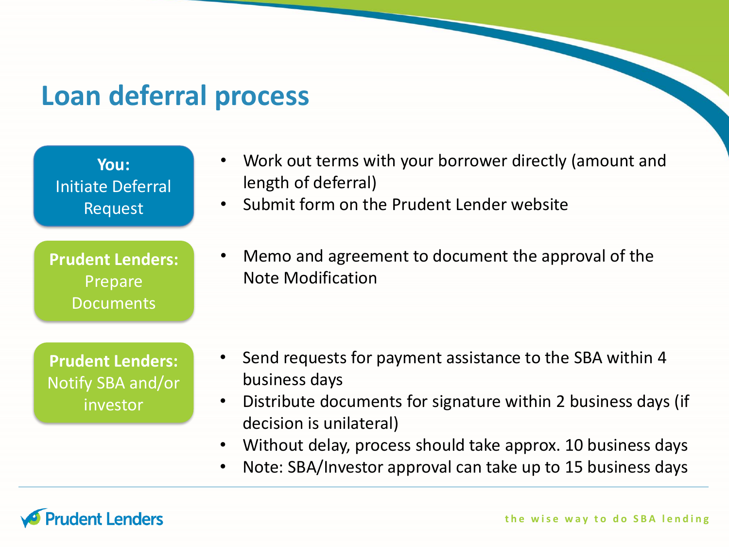# Loan deferral process

**You:** Initiate Deferral Request

- Work out terms with your borrower directly (amount and length of deferral)
- Submit form on the Prudent Lender website

**Prudent Lenders:** Prepare Documents

- Memo and agreement to document the approval of the Note Modification

**Prudent Lenders:** Notify SBA and/or investor

- Send requests for payment assistance to the SBA within 4 business days
- Distribute documents for signature within 2 business days (if decision is unilateral)
- Without delay, process should take approx. 10 business days
- Note: SBA/Investor approval can take up to 15 business days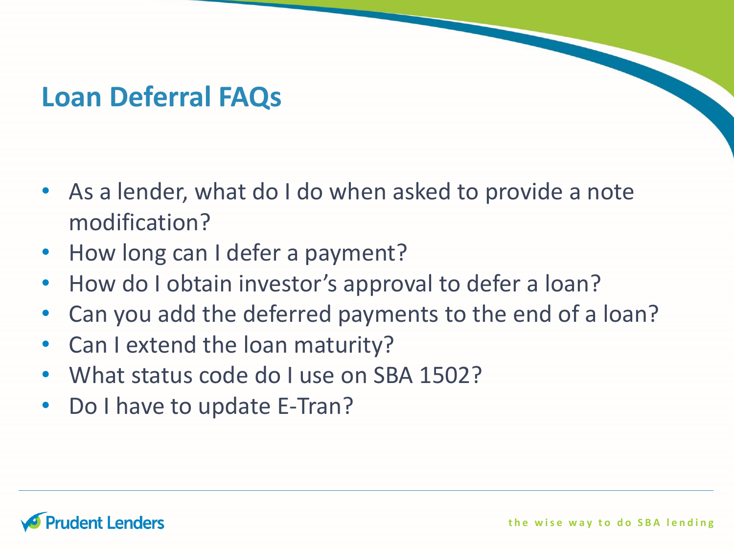# Loan Deferral FAQs

- As a lender, what do I do when asked to provide a note modification?
- How long can I defer a payment?
- How do I obtain investor's approval to defer a loan?
- Can you add the deferred payments to the end of a loan?
- Can I extend the loan maturity?
- What status code do I use on SBA 1502?
- Do I have to update E-Tran?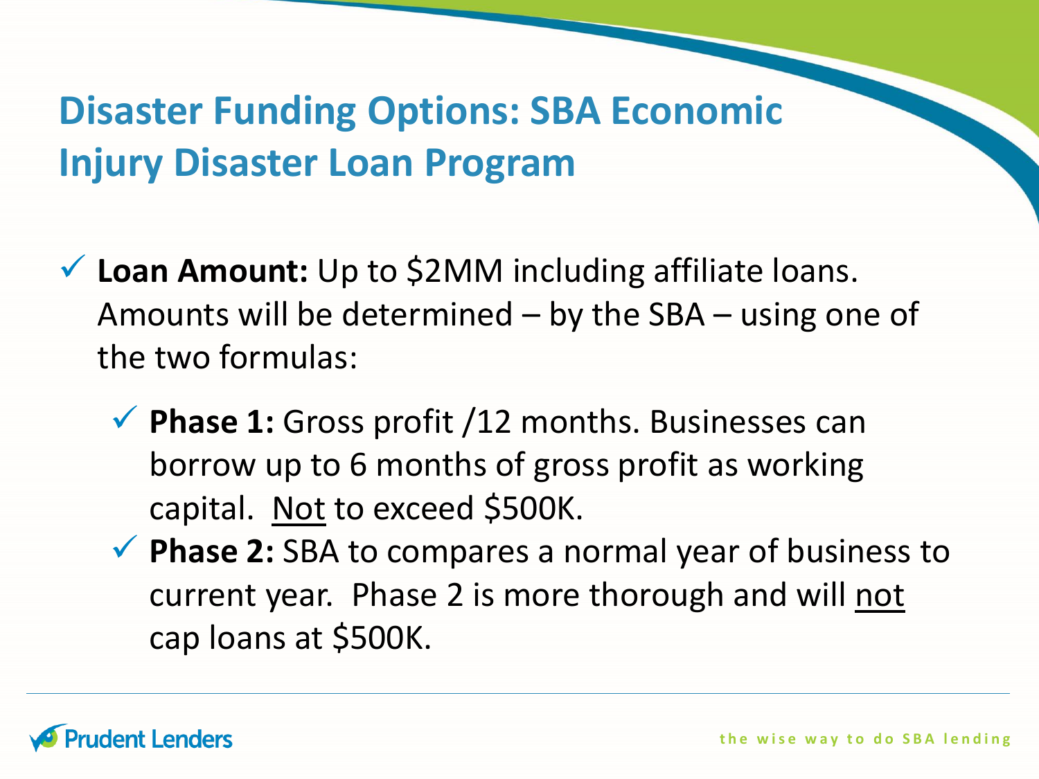# Disaster Funding Options: SBA Economic Injury Disaster Loan Program

- **Loan Amount:** Up to $2MM including affiliate loans. Amounts will be determined – by the SBA – using one of the two formulas:
  - **Phase 1:** Gross profit /12 months. Businesses can borrow up to 6 months of gross profit as working capital. <u>Not</u> to exceed $500K.
  - **Phase 2:** SBA to compares a normal year of business to current year. Phase 2 is more thorough and will <u>not</u> cap loans at $500K.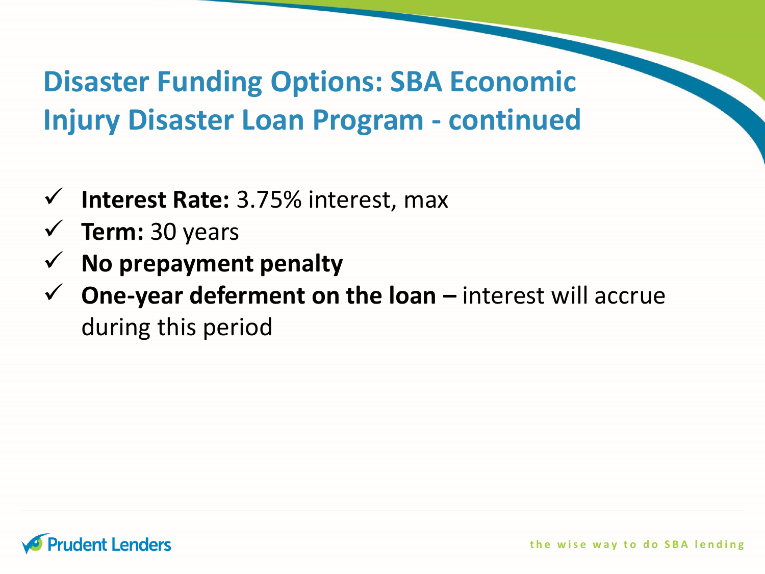# Disaster Funding Options: SBA Economic Injury Disaster Loan Program - continued

- **Interest Rate:** 3.75% interest, max
- **Term:** 30 years
- **No prepayment penalty**
- **One-year deferment on the loan –** interest will accrue during this period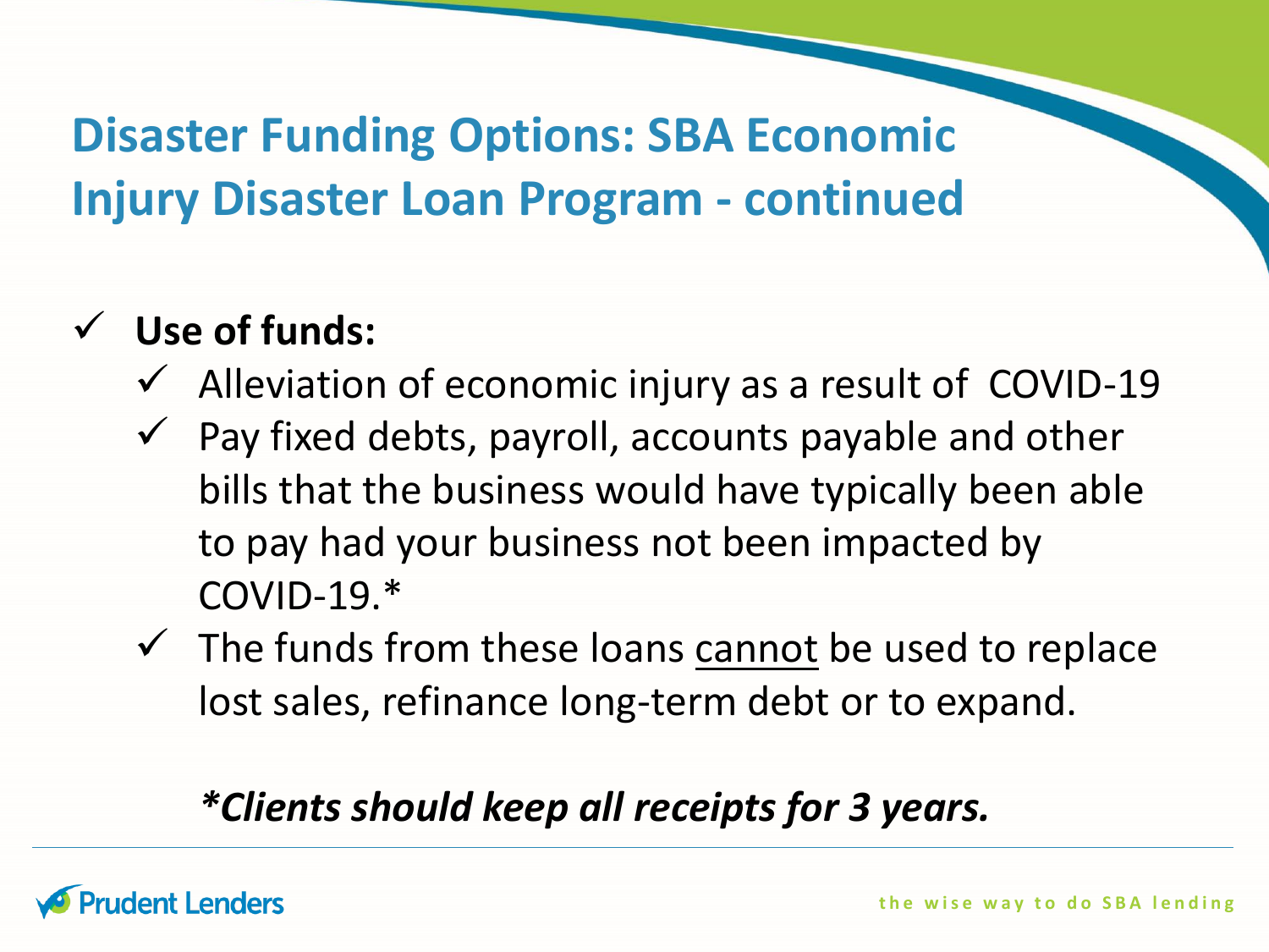# Disaster Funding Options: SBA Economic Injury Disaster Loan Program - continued

- ✓ **Use of funds:**
  - ✓ Alleviation of economic injury as a result of COVID-19
  - ✓ Pay fixed debts, payroll, accounts payable and other bills that the business would have typically been able to pay had your business not been impacted by COVID-19.*
  - ✓ The funds from these loans <u>cannot</u> be used to replace lost sales, refinance long-term debt or to expand.

***Clients should keep all receipts for 3 years.***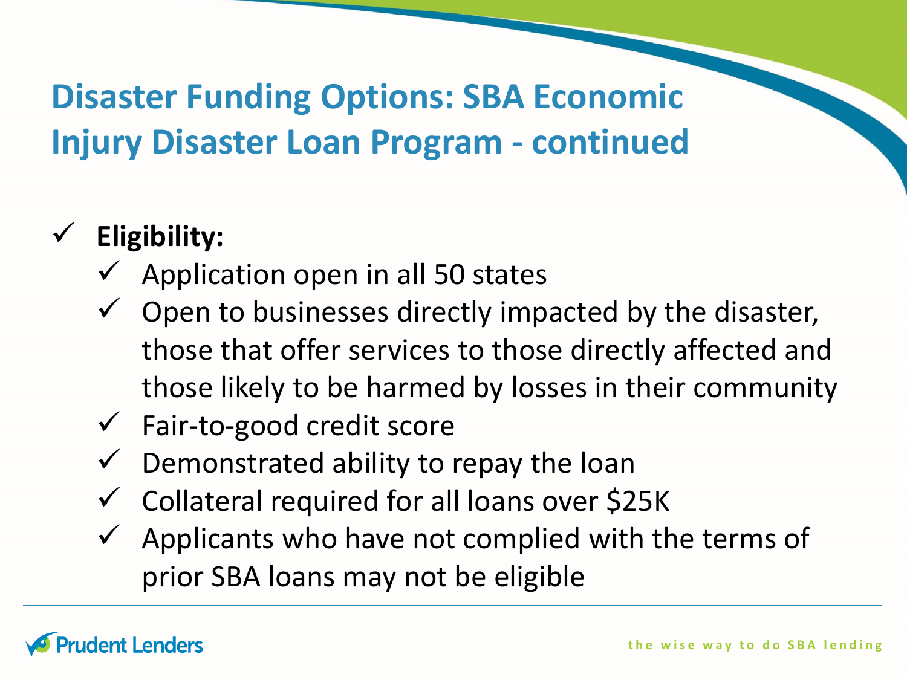# Disaster Funding Options: SBA Economic Injury Disaster Loan Program - continued

- **Eligibility:**
  - Application open in all 50 states
  - Open to businesses directly impacted by the disaster, those that offer services to those directly affected and those likely to be harmed by losses in their community
  - Fair-to-good credit score
  - Demonstrated ability to repay the loan
  - Collateral required for all loans over $25K
  - Applicants who have not complied with the terms of prior SBA loans may not be eligible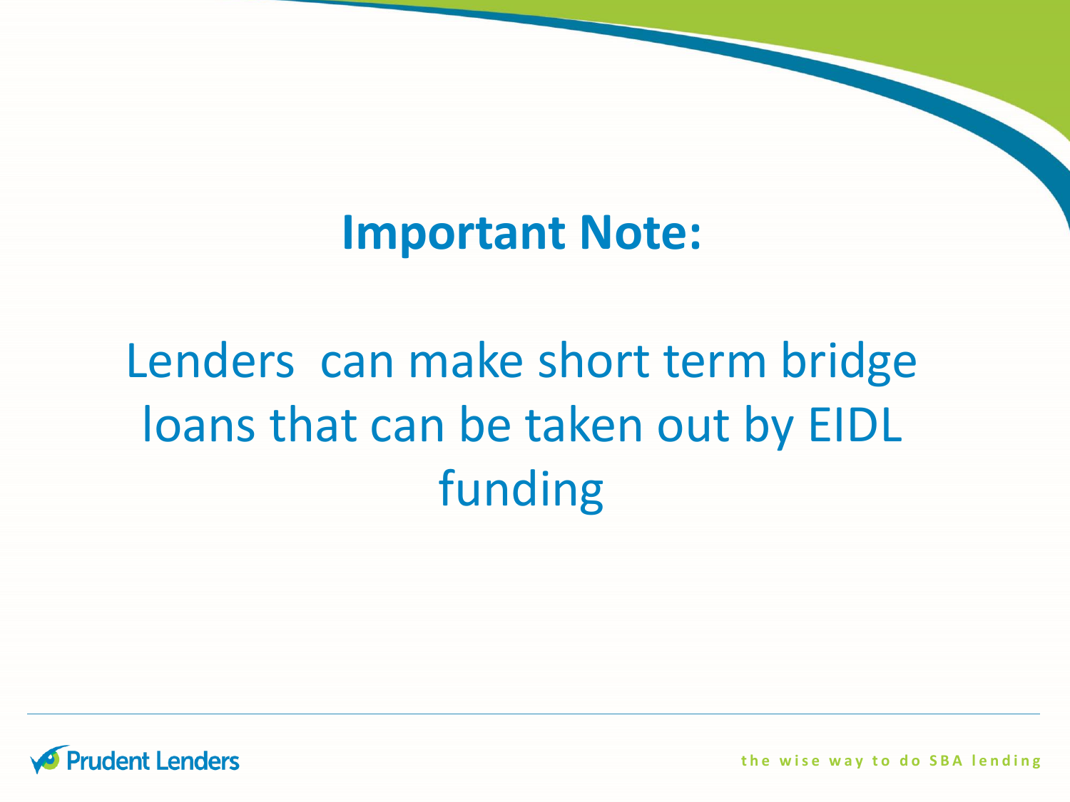# Important Note:

Lenders can make short term bridge loans that can be taken out by EIDL funding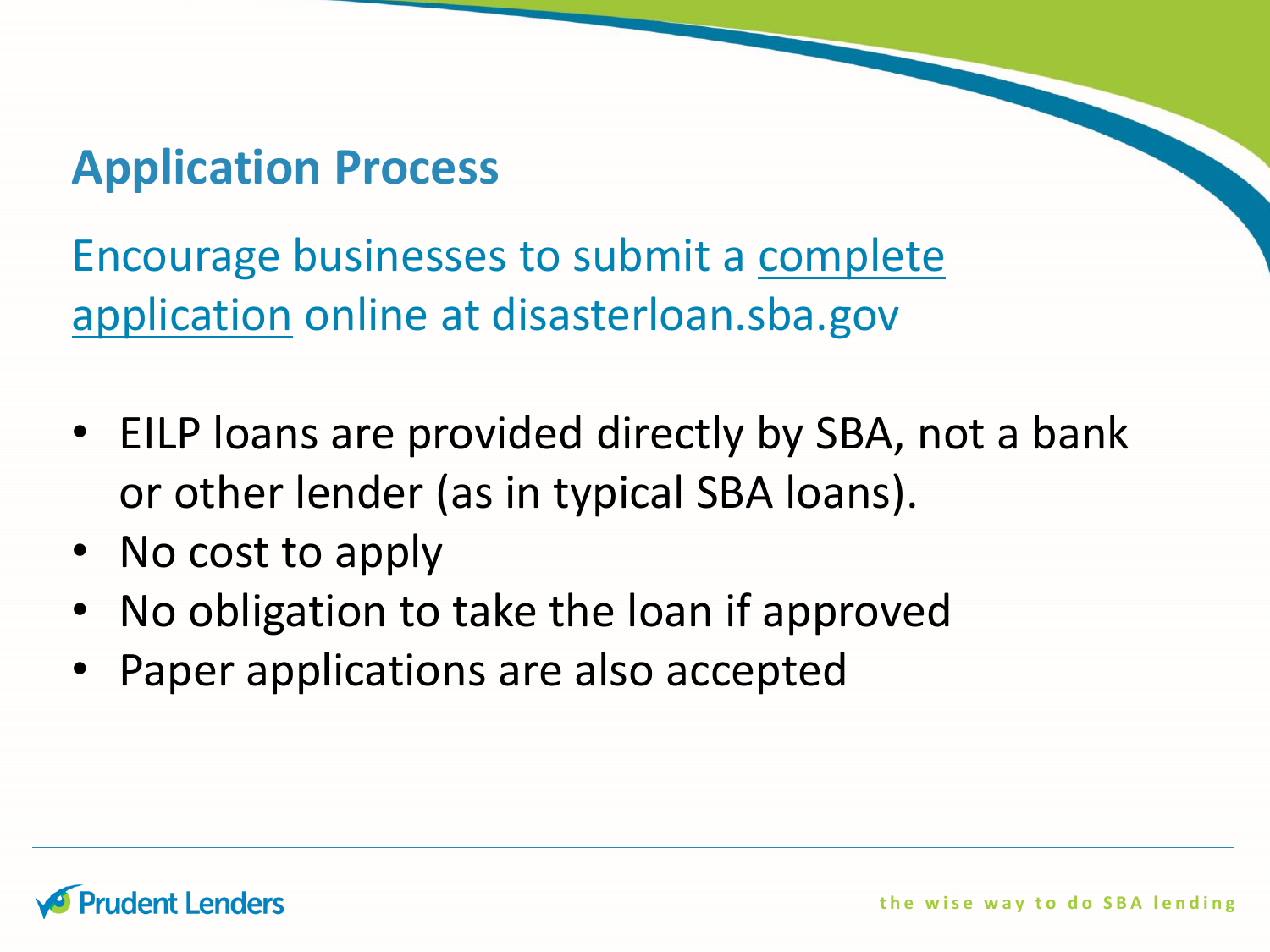## Application Process

Encourage businesses to submit a complete application online at disasterloan.sba.gov

- EILP loans are provided directly by SBA, not a bank or other lender (as in typical SBA loans).
- No cost to apply
- No obligation to take the loan if approved
- Paper applications are also accepted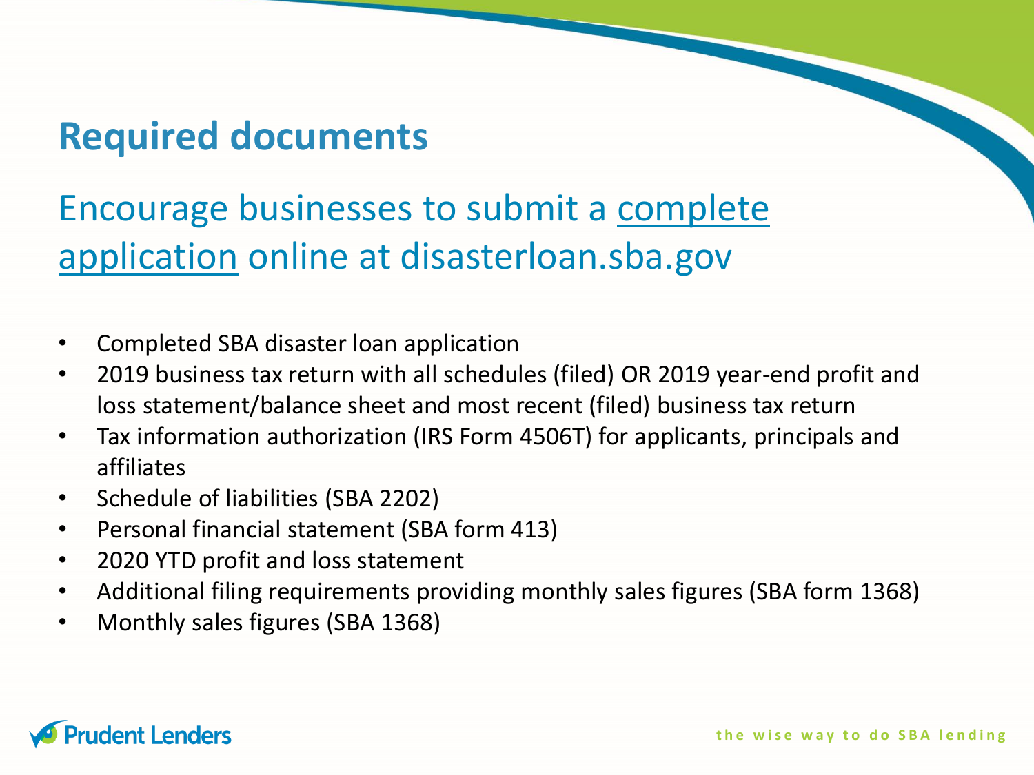## Required documents

Encourage businesses to submit a complete application online at disasterloan.sba.gov

- Completed SBA disaster loan application
- 2019 business tax return with all schedules (filed) OR 2019 year-end profit and loss statement/balance sheet and most recent (filed) business tax return
- Tax information authorization (IRS Form 4506T) for applicants, principals and affiliates
- Schedule of liabilities (SBA 2202)
- Personal financial statement (SBA form 413)
- 2020 YTD profit and loss statement
- Additional filing requirements providing monthly sales figures (SBA form 1368)
- Monthly sales figures (SBA 1368)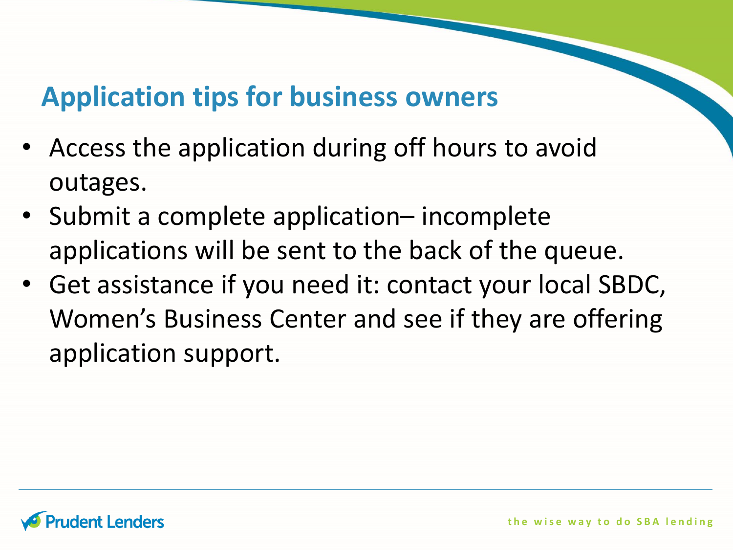## Application tips for business owners

- Access the application during off hours to avoid outages.
- Submit a complete application– incomplete applications will be sent to the back of the queue.
- Get assistance if you need it: contact your local SBDC, Women's Business Center and see if they are offering application support.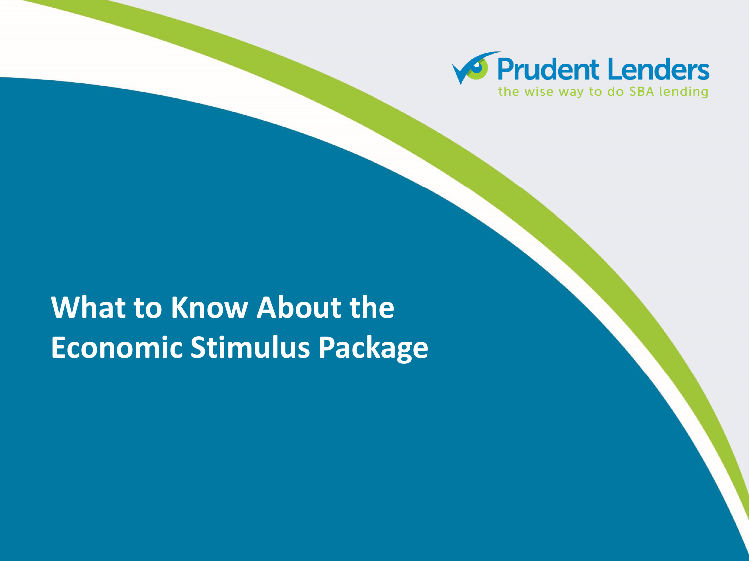Prudent Lenders
the wise way to do SBA lending

# What to Know About the Economic Stimulus Package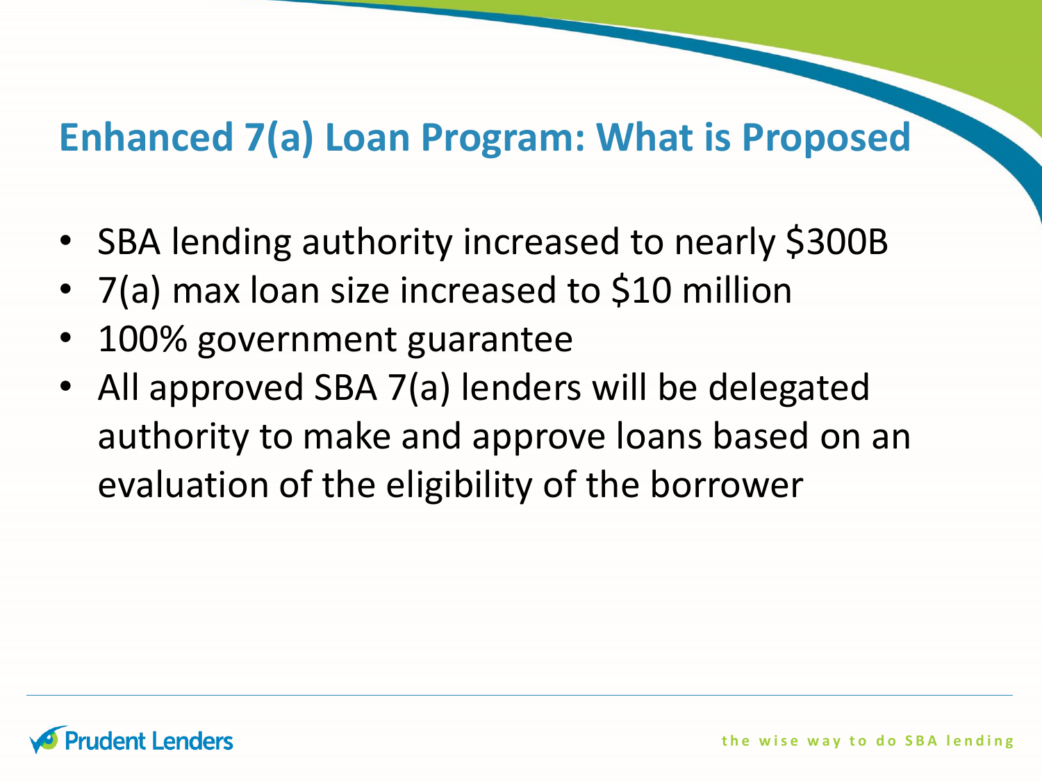## Enhanced 7(a) Loan Program: What is Proposed

- SBA lending authority increased to nearly $300B
- 7(a) max loan size increased to $10 million
- 100% government guarantee
- All approved SBA 7(a) lenders will be delegated authority to make and approve loans based on an evaluation of the eligibility of the borrower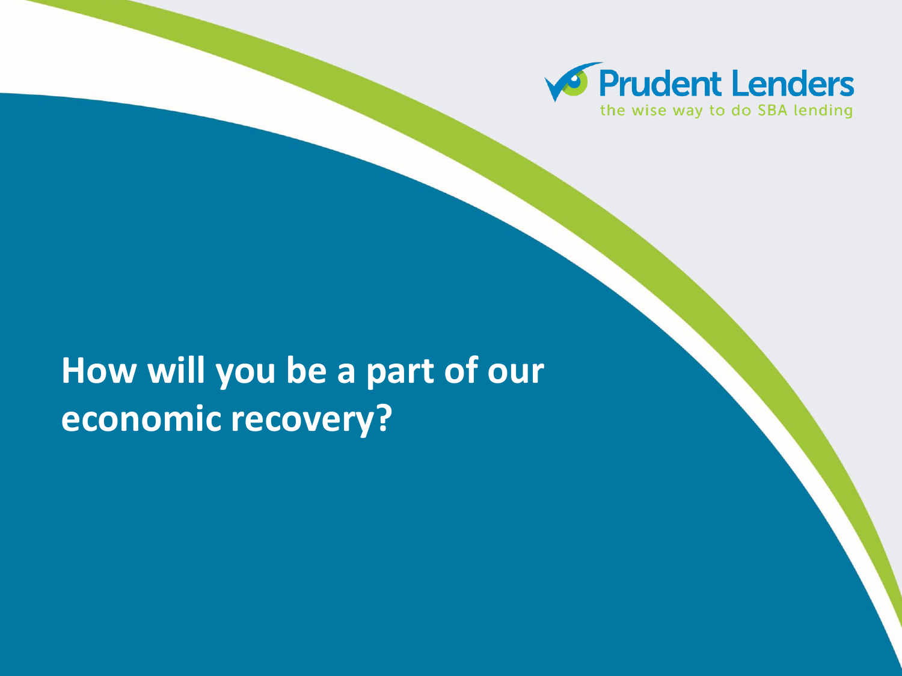Prudent Lenders

the wise way to do SBA lending

# How will you be a part of our economic recovery?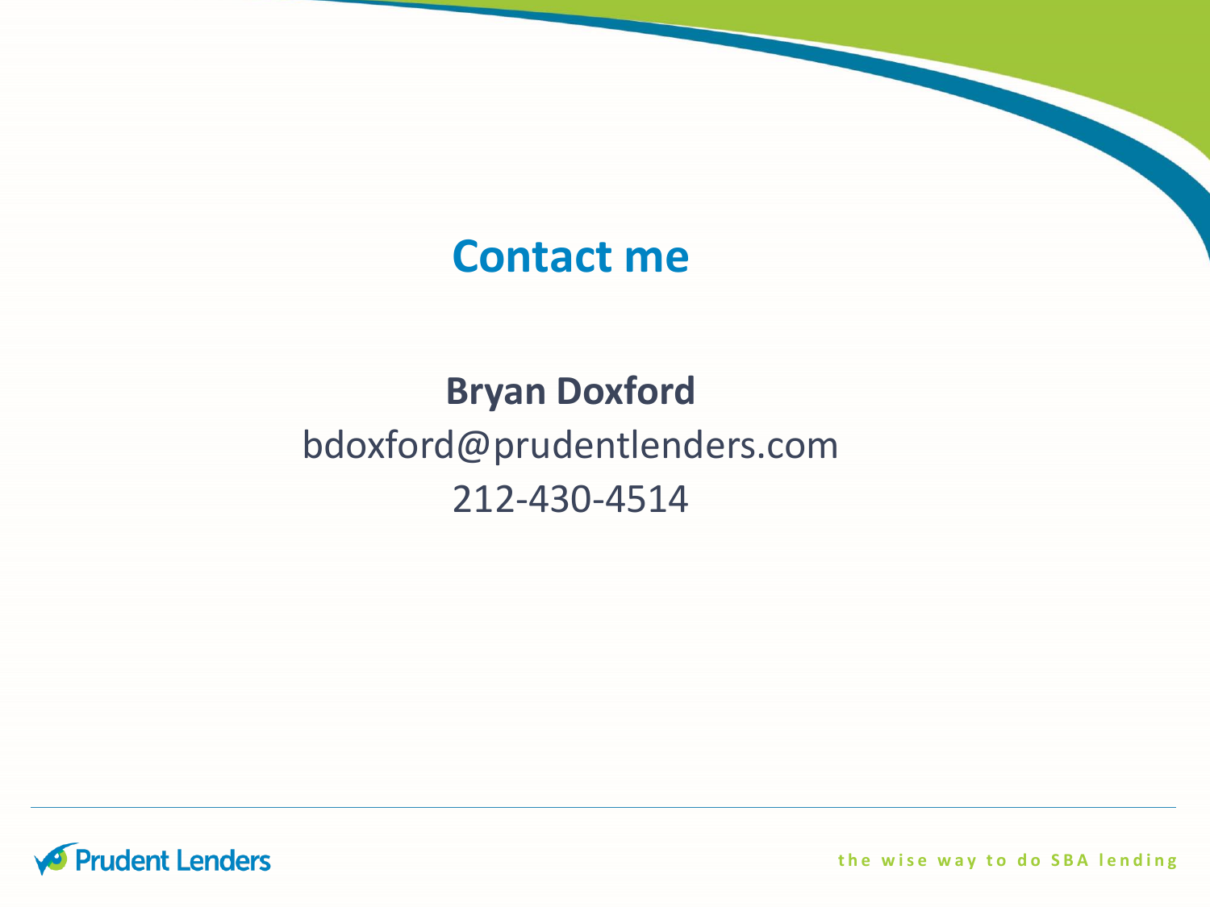# Contact me

**Bryan Doxford**

bdoxford@prudentlenders.com

212-430-4514